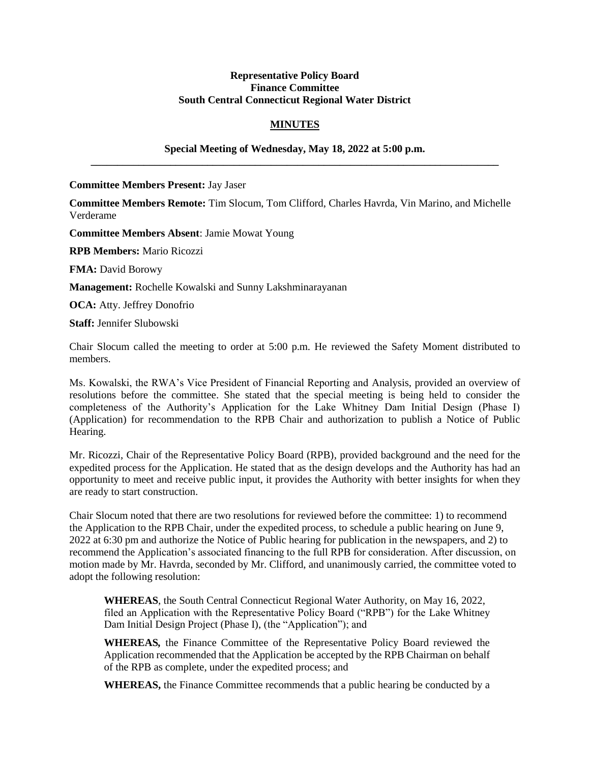**Representative Policy Board**
**Finance Committee**
**South Central Connecticut Regional Water District**

**MINUTES**

**Special Meeting of Wednesday, May 18, 2022 at 5:00 p.m.**

---

**Committee Members Present:** Jay Jaser

**Committee Members Remote:** Tim Slocum, Tom Clifford, Charles Havrda, Vin Marino, and Michelle Verderame

**Committee Members Absent**: Jamie Mowat Young

**RPB Members:** Mario Ricozzi

**FMA:** David Borowy

**Management:** Rochelle Kowalski and Sunny Lakshminarayanan

**OCA:** Atty. Jeffrey Donofrio

**Staff:** Jennifer Slubowski

Chair Slocum called the meeting to order at 5:00 p.m. He reviewed the Safety Moment distributed to members.

Ms. Kowalski, the RWA's Vice President of Financial Reporting and Analysis, provided an overview of resolutions before the committee. She stated that the special meeting is being held to consider the completeness of the Authority's Application for the Lake Whitney Dam Initial Design (Phase I) (Application) for recommendation to the RPB Chair and authorization to publish a Notice of Public Hearing.

Mr. Ricozzi, Chair of the Representative Policy Board (RPB), provided background and the need for the expedited process for the Application. He stated that as the design develops and the Authority has had an opportunity to meet and receive public input, it provides the Authority with better insights for when they are ready to start construction.

Chair Slocum noted that there are two resolutions for reviewed before the committee: 1) to recommend the Application to the RPB Chair, under the expedited process, to schedule a public hearing on June 9, 2022 at 6:30 pm and authorize the Notice of Public hearing for publication in the newspapers, and 2) to recommend the Application's associated financing to the full RPB for consideration. After discussion, on motion made by Mr. Havrda, seconded by Mr. Clifford, and unanimously carried, the committee voted to adopt the following resolution:

> **WHEREAS**, the South Central Connecticut Regional Water Authority, on May 16, 2022, filed an Application with the Representative Policy Board ("RPB") for the Lake Whitney Dam Initial Design Project (Phase I), (the "Application"); and
>
> **WHEREAS,** the Finance Committee of the Representative Policy Board reviewed the Application recommended that the Application be accepted by the RPB Chairman on behalf of the RPB as complete, under the expedited process; and
>
> **WHEREAS,** the Finance Committee recommends that a public hearing be conducted by a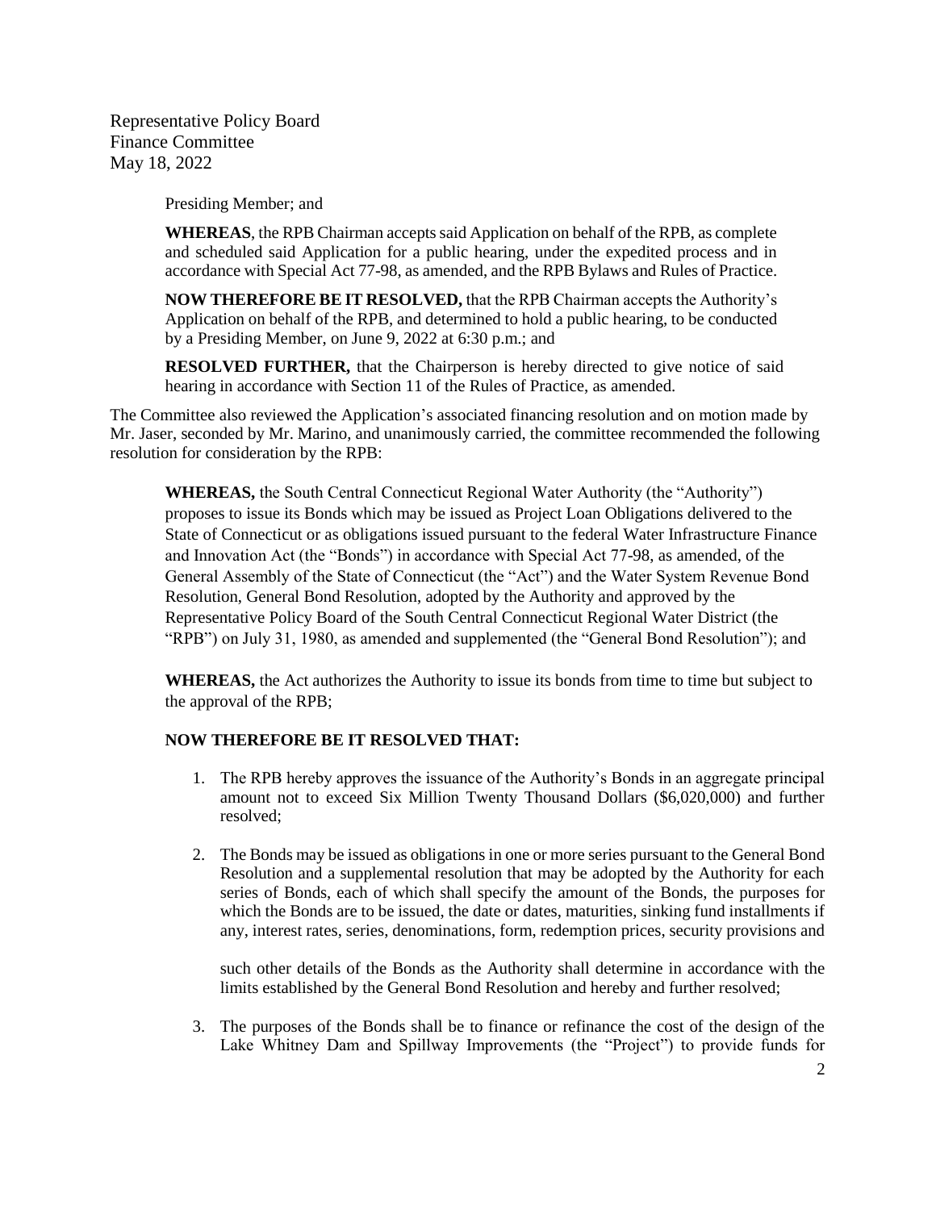Presiding Member; and

**WHEREAS**, the RPB Chairman accepts said Application on behalf of the RPB, as complete and scheduled said Application for a public hearing, under the expedited process and in accordance with Special Act 77-98, as amended, and the RPB Bylaws and Rules of Practice.

**NOW THEREFORE BE IT RESOLVED,** that the RPB Chairman accepts the Authority's Application on behalf of the RPB, and determined to hold a public hearing, to be conducted by a Presiding Member, on June 9, 2022 at 6:30 p.m.; and

**RESOLVED FURTHER,** that the Chairperson is hereby directed to give notice of said hearing in accordance with Section 11 of the Rules of Practice, as amended.

The Committee also reviewed the Application's associated financing resolution and on motion made by Mr. Jaser, seconded by Mr. Marino, and unanimously carried, the committee recommended the following resolution for consideration by the RPB:

**WHEREAS,** the South Central Connecticut Regional Water Authority (the "Authority") proposes to issue its Bonds which may be issued as Project Loan Obligations delivered to the State of Connecticut or as obligations issued pursuant to the federal Water Infrastructure Finance and Innovation Act (the "Bonds") in accordance with Special Act 77-98, as amended, of the General Assembly of the State of Connecticut (the "Act") and the Water System Revenue Bond Resolution, General Bond Resolution, adopted by the Authority and approved by the Representative Policy Board of the South Central Connecticut Regional Water District (the "RPB") on July 31, 1980, as amended and supplemented (the "General Bond Resolution"); and

**WHEREAS,** the Act authorizes the Authority to issue its bonds from time to time but subject to the approval of the RPB;

**NOW THEREFORE BE IT RESOLVED THAT:**

1. The RPB hereby approves the issuance of the Authority's Bonds in an aggregate principal amount not to exceed Six Million Twenty Thousand Dollars ($6,020,000) and further resolved;

2. The Bonds may be issued as obligations in one or more series pursuant to the General Bond Resolution and a supplemental resolution that may be adopted by the Authority for each series of Bonds, each of which shall specify the amount of the Bonds, the purposes for which the Bonds are to be issued, the date or dates, maturities, sinking fund installments if any, interest rates, series, denominations, form, redemption prices, security provisions and such other details of the Bonds as the Authority shall determine in accordance with the limits established by the General Bond Resolution and hereby and further resolved;

3. The purposes of the Bonds shall be to finance or refinance the cost of the design of the Lake Whitney Dam and Spillway Improvements (the "Project") to provide funds for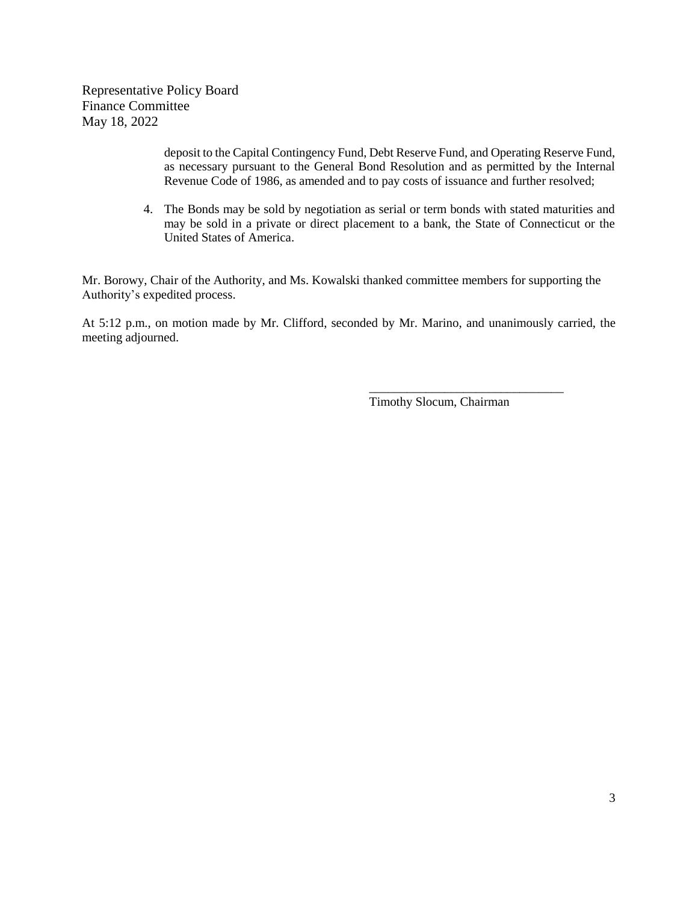deposit to the Capital Contingency Fund, Debt Reserve Fund, and Operating Reserve Fund, as necessary pursuant to the General Bond Resolution and as permitted by the Internal Revenue Code of 1986, as amended and to pay costs of issuance and further resolved;

4. The Bonds may be sold by negotiation as serial or term bonds with stated maturities and may be sold in a private or direct placement to a bank, the State of Connecticut or the United States of America.

Mr. Borowy, Chair of the Authority, and Ms. Kowalski thanked committee members for supporting the Authority's expedited process.

At 5:12 p.m., on motion made by Mr. Clifford, seconded by Mr. Marino, and unanimously carried, the meeting adjourned.

_______________________________

Timothy Slocum, Chairman